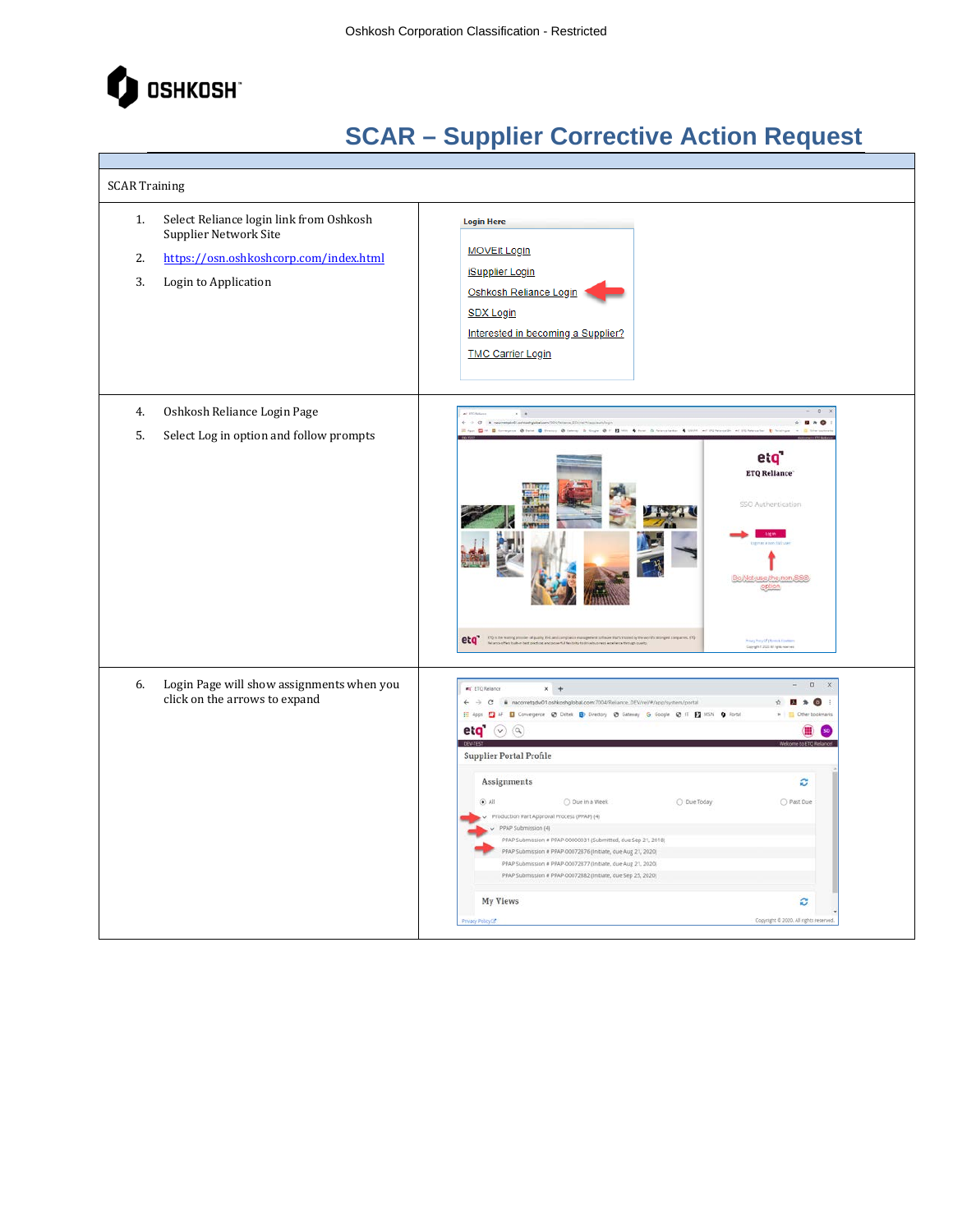# SCAR – Supplier Corrective Action Request

SCAR Training

1. Select Reliance login link from Oshkosh Supplier Network Site
2. https://osn.oshkoshcorp.com/index.html
3. Login to Application

Login Here

- MOVEit Login
- iSupplier Login
- Oshkosh Reliance Login
- SDX Login
- Interested in becoming a Supplier?
- TMC Carrier Login

4. Oshkosh Reliance Login Page
5. Select Log in option and follow prompts

6. Login Page will show assignments when you click on the arrows to expand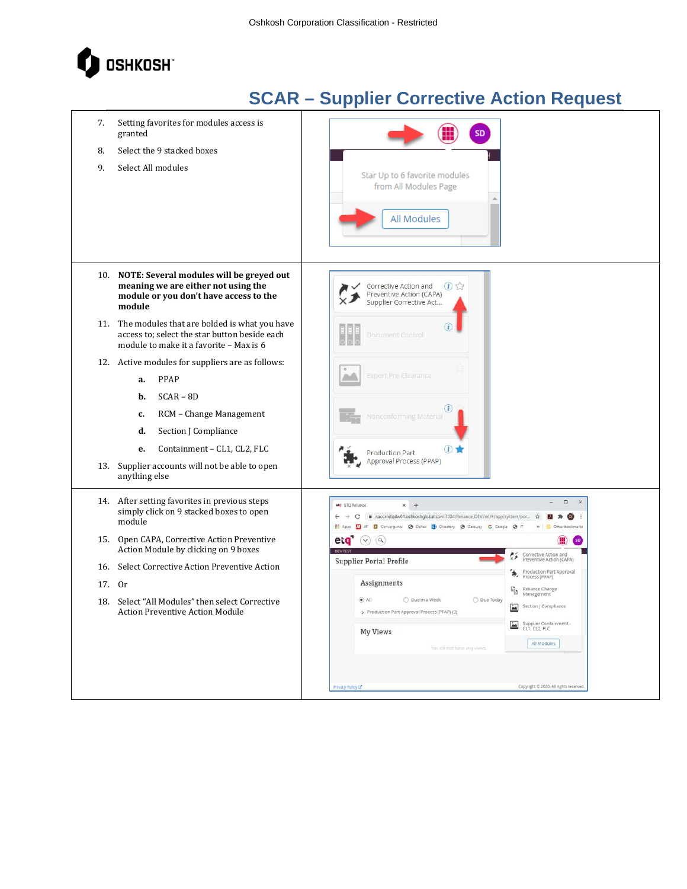# SCAR – Supplier Corrective Action Request

7. Setting favorites for modules access is granted
8. Select the 9 stacked boxes
9. Select All modules

10. **NOTE: Several modules will be greyed out meaning we are either not using the module or you don't have access to the module**
11. The modules that are bolded is what you have access to; select the star button beside each module to make it a favorite – Max is 6
12. Active modules for suppliers are as follows:
    - **a.** PPAP
    - **b.** SCAR – 8D
    - **c.** RCM – Change Management
    - **d.** Section J Compliance
    - **e.** Containment – CL1, CL2, FLC
13. Supplier accounts will not be able to open anything else

14. After setting favorites in previous steps simply click on 9 stacked boxes to open module
15. Open CAPA, Corrective Action Preventive Action Module by clicking on 9 boxes
16. Select Corrective Action Preventive Action
17. Or
18. Select "All Modules" then select Corrective Action Preventive Action Module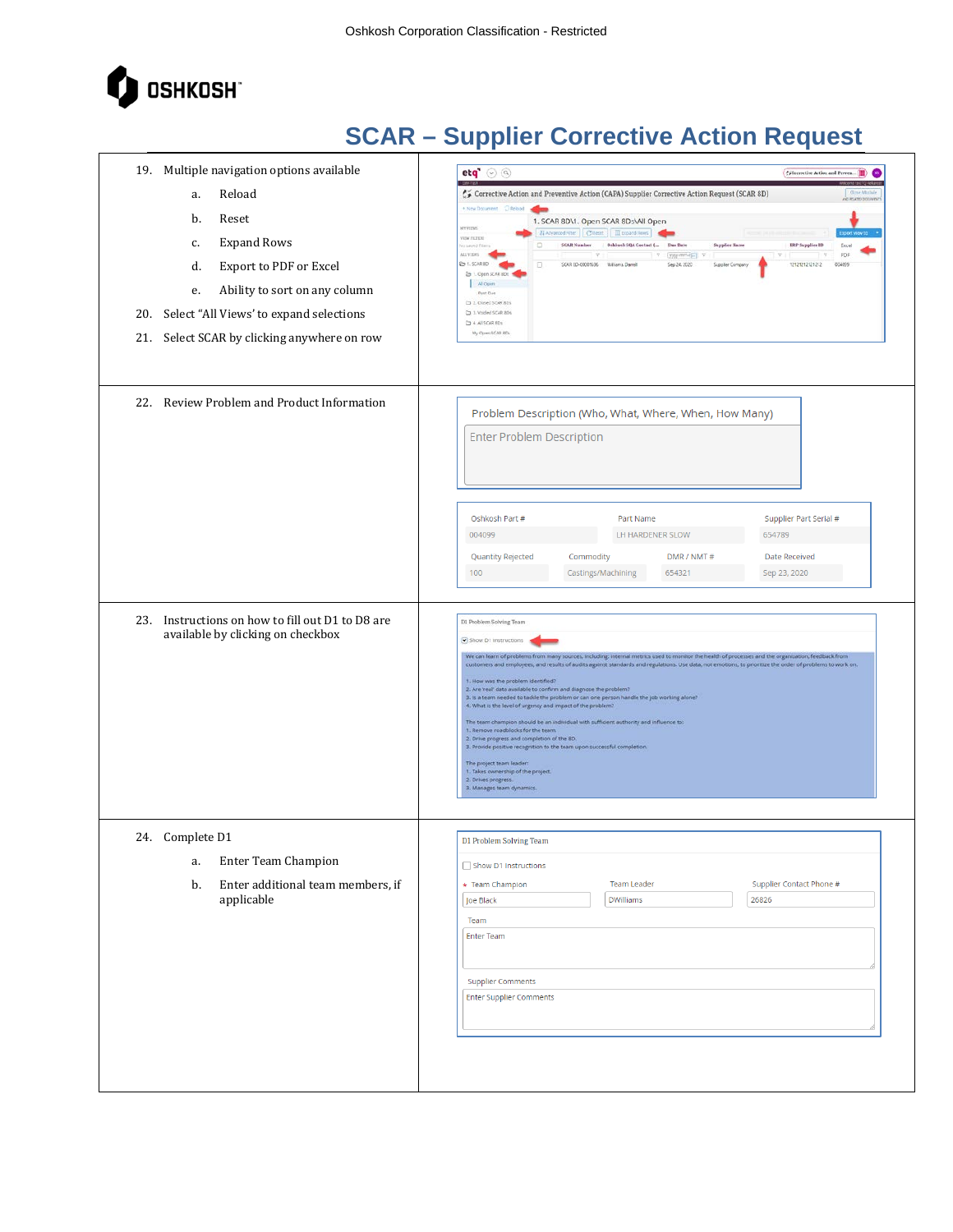# SCAR – Supplier Corrective Action Request

| | |
|---|---|
| 19. Multiple navigation options available<br>a. Reload<br>b. Reset<br>c. Expand Rows<br>d. Export to PDF or Excel<br>e. Ability to sort on any column<br>20. Select "All Views" to expand selections<br>21. Select SCAR by clicking anywhere on row | |
| 22. Review Problem and Product Information | Problem Description (Who, What, Where, When, How Many)<br>Enter Problem Description<br><br>Oshkosh Part # 004099 · Part Name LH HARDENER SLOW · Supplier Part Serial # 654789<br>Quantity Rejected 100 · Commodity Castings/Machining · DMR / NMT # 654321 · Date Received Sep 23, 2020 |
| 23. Instructions on how to fill out D1 to D8 are available by clicking on checkbox | |
| 24. Complete D1<br>a. Enter Team Champion<br>b. Enter additional team members, if applicable | D1 Problem Solving Team<br>Show D1 Instructions<br>Team Champion: Joe Black · Team Leader: DWilliams · Supplier Contact Phone #: 26826<br>Team: Enter Team<br>Supplier Comments: Enter Supplier Comments |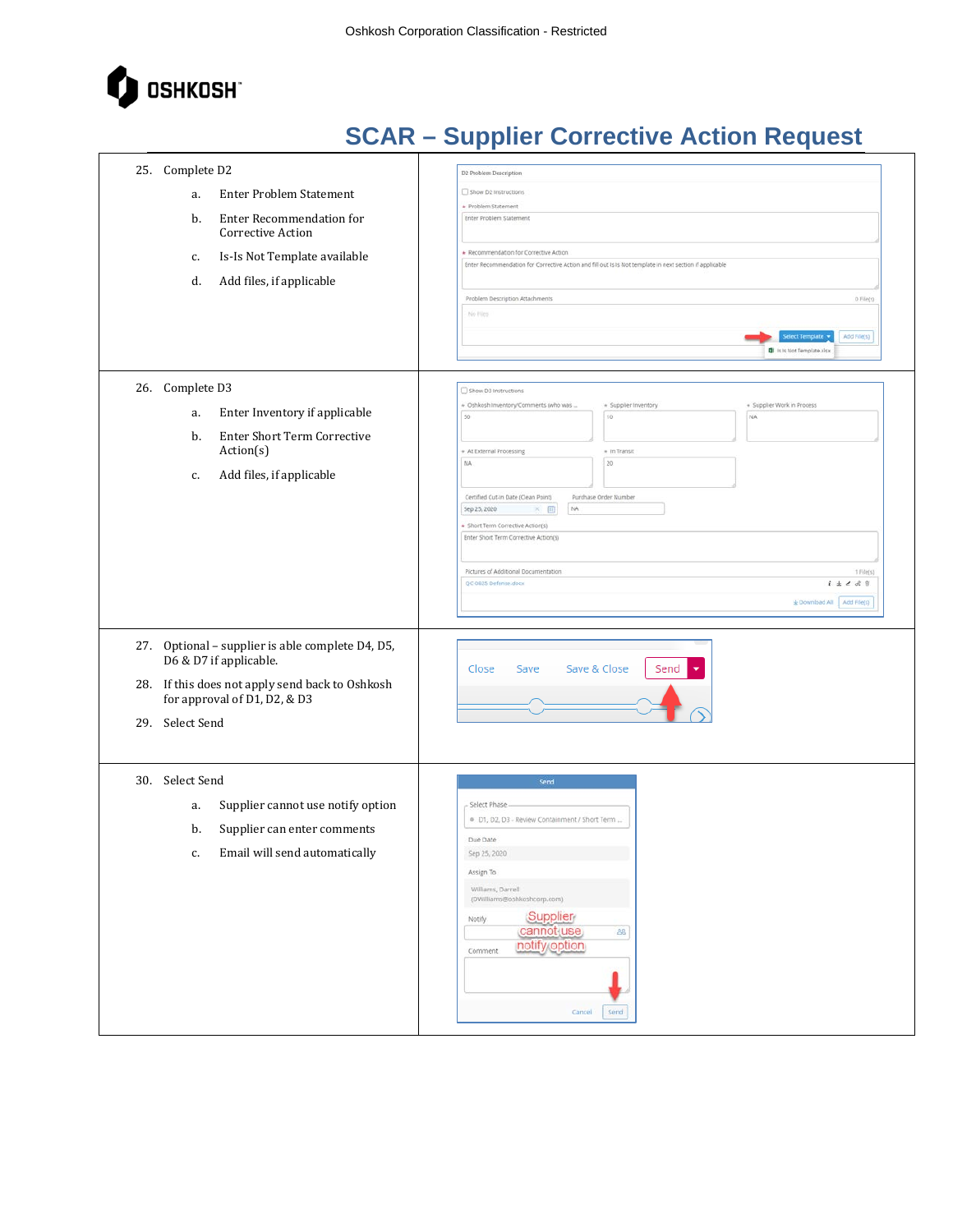# SCAR – Supplier Corrective Action Request

25. Complete D2
    a. Enter Problem Statement
    b. Enter Recommendation for Corrective Action
    c. Is-Is Not Template available
    d. Add files, if applicable

26. Complete D3
    a. Enter Inventory if applicable
    b. Enter Short Term Corrective Action(s)
    c. Add files, if applicable

27. Optional – supplier is able complete D4, D5, D6 & D7 if applicable.

28. If this does not apply send back to Oshkosh for approval of D1, D2, & D3

29. Select Send

30. Select Send
    a. Supplier cannot use notify option
    b. Supplier can enter comments
    c. Email will send automatically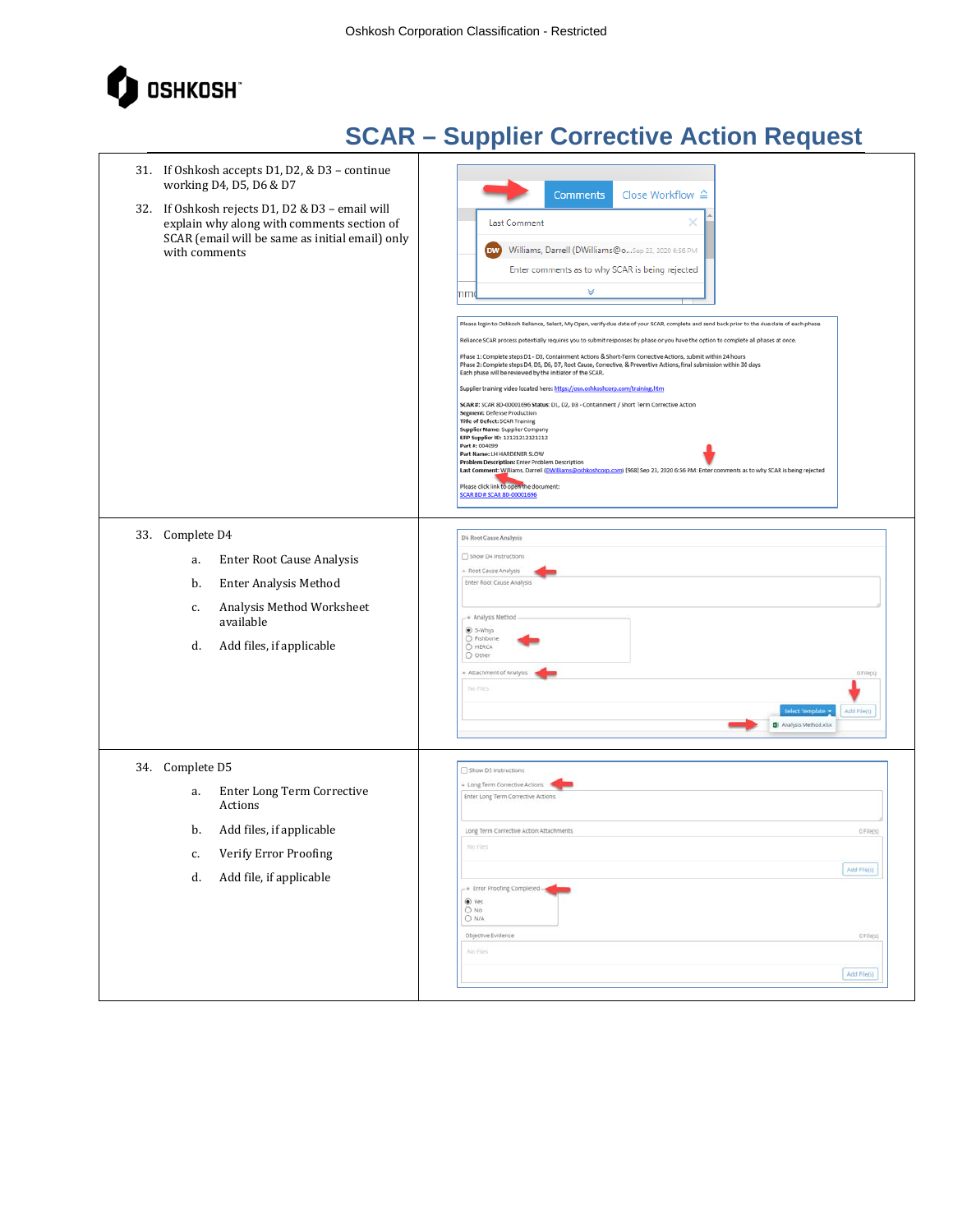Oshkosh Corporation Classification - Restricted

# SCAR – Supplier Corrective Action Request

31. If Oshkosh accepts D1, D2, & D3 – continue working D4, D5, D6 & D7
32. If Oshkosh rejects D1, D2 & D3 – email will explain why along with comments section of SCAR (email will be same as initial email) only with comments

33. Complete D4
    a. Enter Root Cause Analysis
    b. Enter Analysis Method
    c. Analysis Method Worksheet available
    d. Add files, if applicable

34. Complete D5
    a. Enter Long Term Corrective Actions
    b. Add files, if applicable
    c. Verify Error Proofing
    d. Add file, if applicable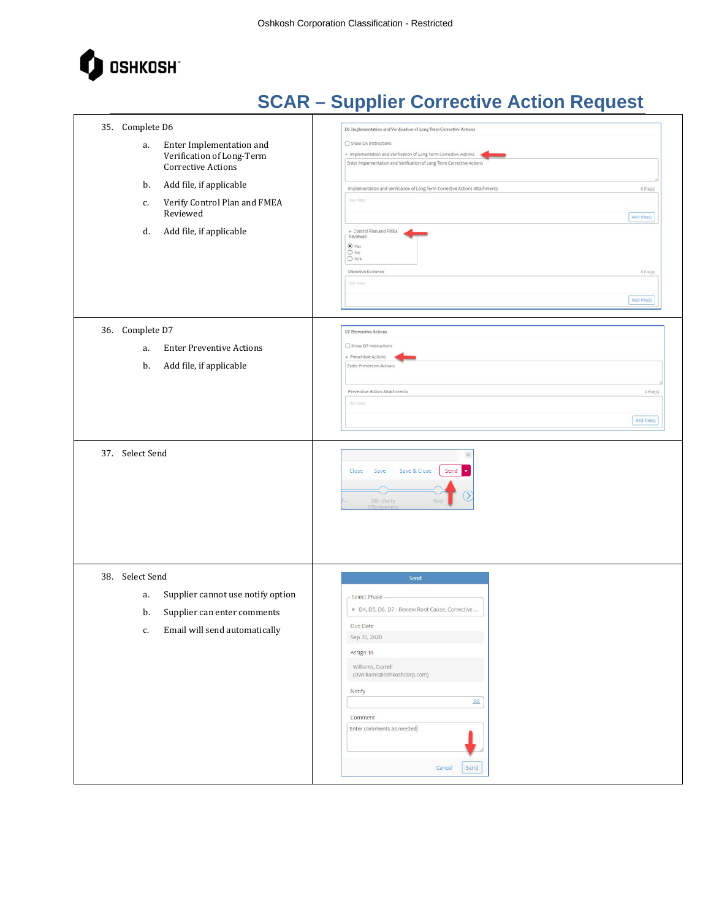# SCAR – Supplier Corrective Action Request

35. Complete D6
    a. Enter Implementation and Verification of Long-Term Corrective Actions
    b. Add file, if applicable
    c. Verify Control Plan and FMEA Reviewed
    d. Add file, if applicable

36. Complete D7
    a. Enter Preventive Actions
    b. Add file, if applicable

37. Select Send

38. Select Send
    a. Supplier cannot use notify option
    b. Supplier can enter comments
    c. Email will send automatically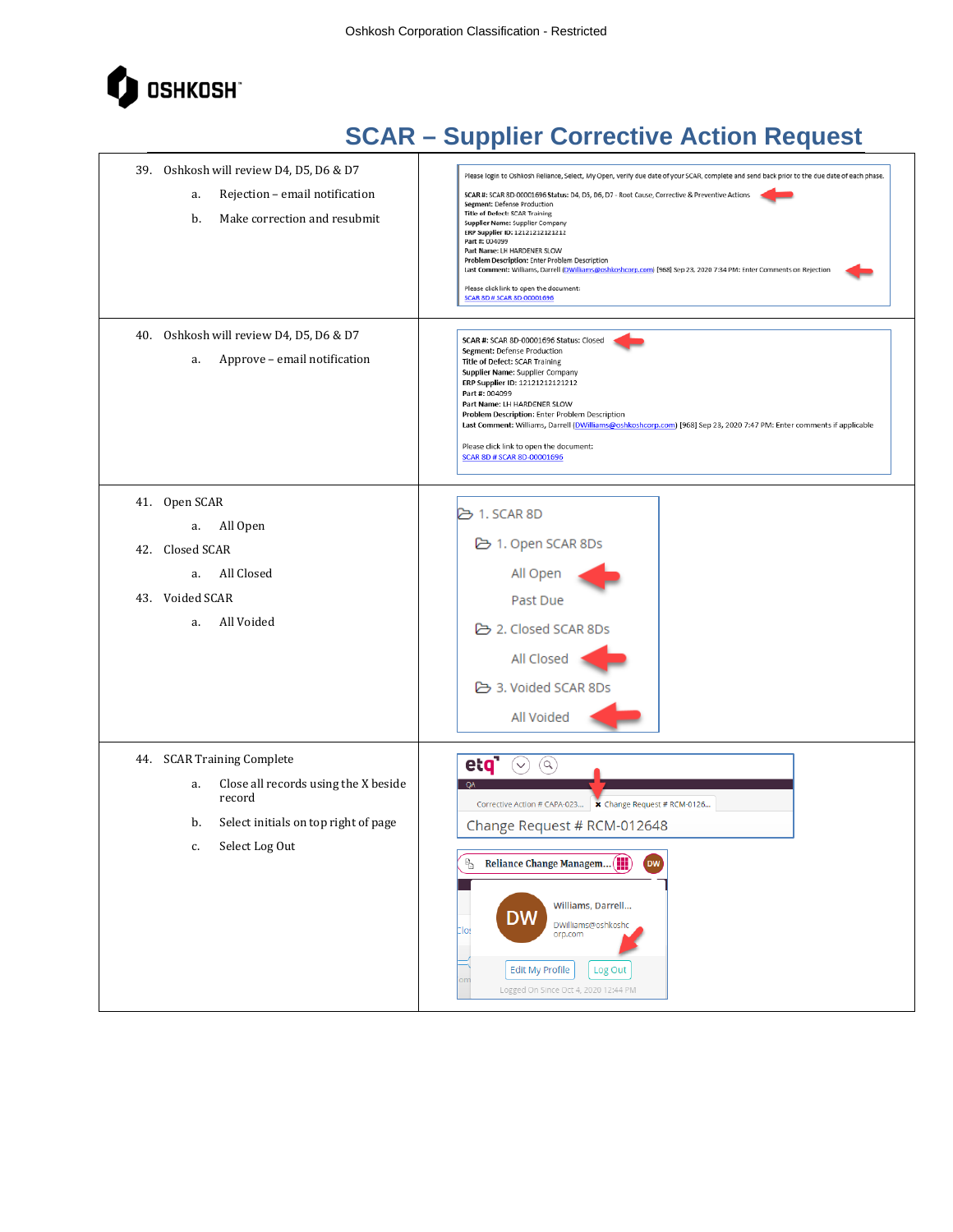# SCAR – Supplier Corrective Action Request

| | |
|---|---|
| 39. Oshkosh will review D4, D5, D6 & D7<br>a. Rejection – email notification<br>b. Make correction and resubmit | Please login to Oshkosh Reliance, Select, My Open, verify due date of your SCAR, complete and send back prior to the due date of each phase.<br>**SCAR #:** SCAR 8D-00001696 **Status:** D4, D5, D6, D7 - Root Cause, Corrective & Preventive Actions<br>**Segment:** Defense Production<br>**Title of Defect:** SCAR Training<br>**Supplier Name:** Supplier Company<br>**ERP Supplier ID:** 12121212121212<br>**Part #:** 004099<br>**Part Name:** LH HARDENER SLOW<br>**Problem Description:** Enter Problem Description<br>**Last Comment:** Williams, Darrell (DWilliams@oshkoshcorp.com) [968] Sep 23, 2020 7:34 PM: Enter Comments on Rejection<br>Please click link to open the document:<br>SCAR 8D # SCAR 8D-00001696 |
| 40. Oshkosh will review D4, D5, D6 & D7<br>a. Approve – email notification | **SCAR #:** SCAR 8D-00001696 **Status:** Closed<br>**Segment:** Defense Production<br>**Title of Defect:** SCAR Training<br>**Supplier Name:** Supplier Company<br>**ERP Supplier ID:** 12121212121212<br>**Part #:** 004099<br>**Part Name:** LH HARDENER SLOW<br>**Problem Description:** Enter Problem Description<br>**Last Comment:** Williams, Darrell (DWilliams@oshkoshcorp.com) [968] Sep 23, 2020 7:47 PM: Enter comments if applicable<br>Please click link to open the document:<br>SCAR 8D # SCAR 8D-00001696 |
| 41. Open SCAR<br>a. All Open<br>42. Closed SCAR<br>a. All Closed<br>43. Voided SCAR<br>a. All Voided | 1. SCAR 8D<br>1. Open SCAR 8Ds<br>All Open<br>Past Due<br>2. Closed SCAR 8Ds<br>All Closed<br>3. Voided SCAR 8Ds<br>All Voided |
| 44. SCAR Training Complete<br>a. Close all records using the X beside record<br>b. Select initials on top right of page<br>c. Select Log Out | etq<br>QA<br>Corrective Action # CAPA-023... Change Request # RCM-0126...<br>Change Request # RCM-012648<br>Reliance Change Managem... DW<br>DW Williams, Darrell...<br>DWilliams@oshkoshcorp.com<br>Edit My Profile Log Out<br>Logged On Since Oct 4, 2020 12:44 PM |